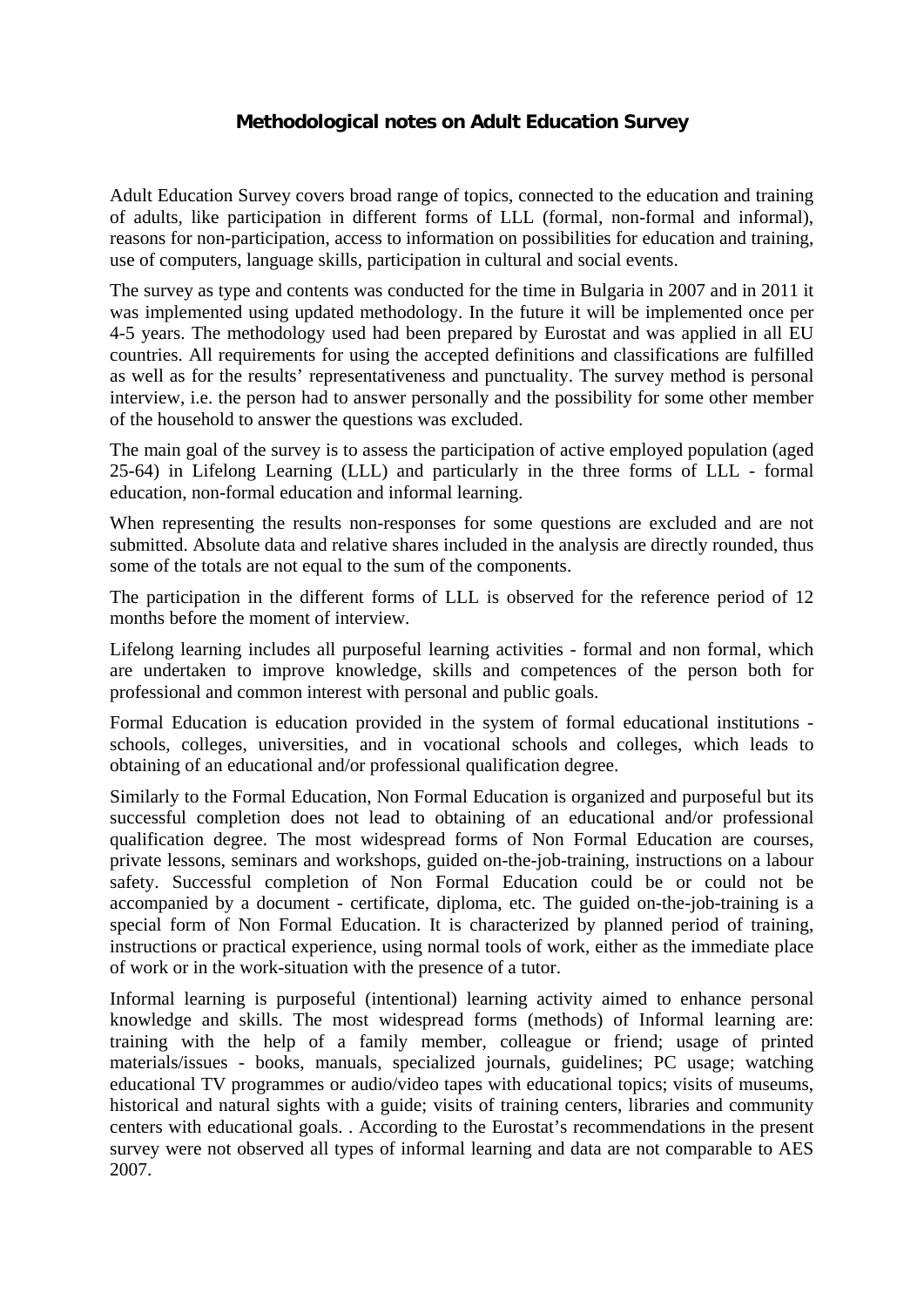## Methodological notes on Adult Education Survey

Adult Education Survey covers broad range of topics, connected to the education and training of adults, like participation in different forms of LLL (formal, non-formal and informal), reasons for non-participation, access to information on possibilities for education and training, use of computers, language skills, participation in cultural and social events.

The survey as type and contents was conducted for the time in Bulgaria in 2007 and in 2011 it was implemented using updated methodology. In the future it will be implemented once per 4-5 years. The methodology used had been prepared by Eurostat and was applied in all EU countries. All requirements for using the accepted definitions and classifications are fulfilled as well as for the results' representativeness and punctuality. The survey method is personal interview, i.e. the person had to answer personally and the possibility for some other member of the household to answer the questions was excluded.

The main goal of the survey is to assess the participation of active employed population (aged 25-64) in Lifelong Learning (LLL) and particularly in the three forms of LLL - formal education, non-formal education and informal learning.

When representing the results non-responses for some questions are excluded and are not submitted. Absolute data and relative shares included in the analysis are directly rounded, thus some of the totals are not equal to the sum of the components.

The participation in the different forms of LLL is observed for the reference period of 12 months before the moment of interview.

Lifelong learning includes all purposeful learning activities - formal and non formal, which are undertaken to improve knowledge, skills and competences of the person both for professional and common interest with personal and public goals.

Formal Education is education provided in the system of formal educational institutions - schools, colleges, universities, and in vocational schools and colleges, which leads to obtaining of an educational and/or professional qualification degree.

Similarly to the Formal Education, Non Formal Education is organized and purposeful but its successful completion does not lead to obtaining of an educational and/or professional qualification degree. The most widespread forms of Non Formal Education are courses, private lessons, seminars and workshops, guided on-the-job-training, instructions on a labour safety. Successful completion of Non Formal Education could be or could not be accompanied by a document - certificate, diploma, etc. The guided on-the-job-training is a special form of Non Formal Education. It is characterized by planned period of training, instructions or practical experience, using normal tools of work, either as the immediate place of work or in the work-situation with the presence of a tutor.

Informal learning is purposeful (intentional) learning activity aimed to enhance personal knowledge and skills. The most widespread forms (methods) of Informal learning are: training with the help of a family member, colleague or friend; usage of printed materials/issues - books, manuals, specialized journals, guidelines; PC usage; watching educational TV programmes or audio/video tapes with educational topics; visits of museums, historical and natural sights with a guide; visits of training centers, libraries and community centers with educational goals. . According to the Eurostat's recommendations in the present survey were not observed all types of informal learning and data are not comparable to AES 2007.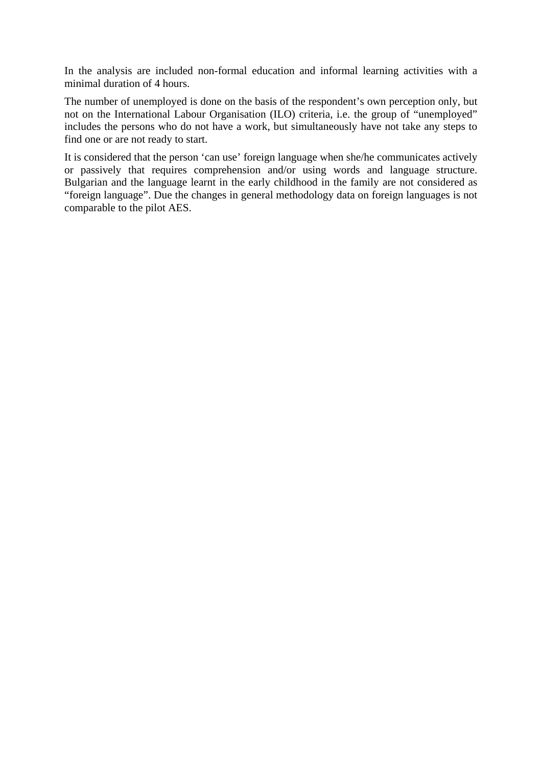In the analysis are included non-formal education and informal learning activities with a minimal duration of 4 hours.

The number of unemployed is done on the basis of the respondent's own perception only, but not on the International Labour Organisation (ILO) criteria, i.e. the group of "unemployed" includes the persons who do not have a work, but simultaneously have not take any steps to find one or are not ready to start.

It is considered that the person 'can use' foreign language when she/he communicates actively or passively that requires comprehension and/or using words and language structure. Bulgarian and the language learnt in the early childhood in the family are not considered as "foreign language". Due the changes in general methodology data on foreign languages is not comparable to the pilot AES.